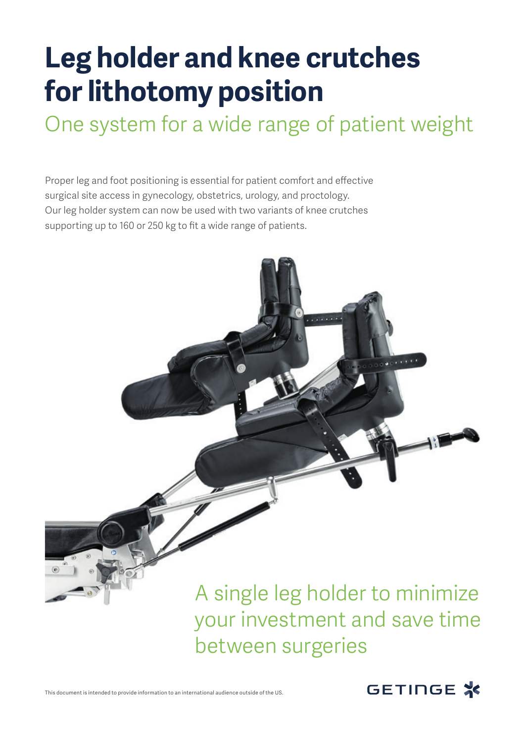# Leg holder and knee crutches for lithotomy position

## One system for a wide range of patient weight

Proper leg and foot positioning is essential for patient comfort and effective surgical site access in gynecology, obstetrics, urology, and proctology. Our leg holder system can now be used with two variants of knee crutches supporting up to 160 or 250 kg to fit a wide range of patients.

A single leg holder to minimize your investment and save time between surgeries

This document is intended to provide information to an international audience outside of the US.

GETINGE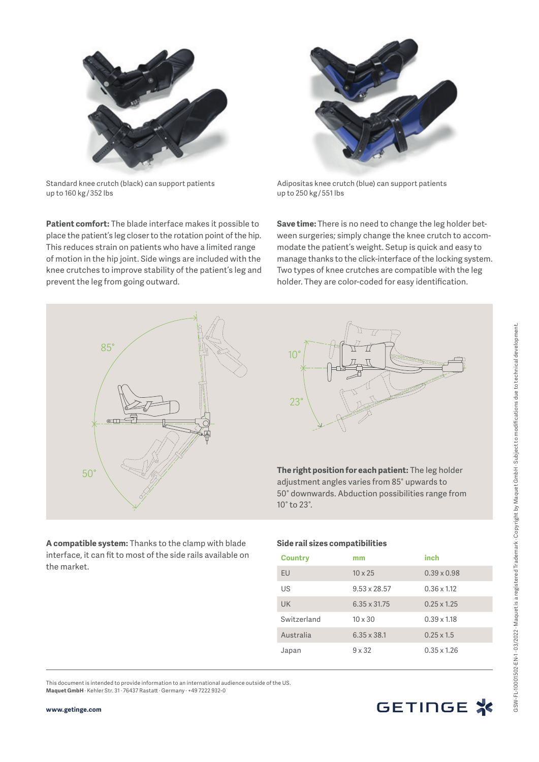Standard knee crutch (black) can support patients up to 160 kg / 352 lbs

Adipositas knee crutch (blue) can support patients up to 250 kg / 551 lbs

**Patient comfort:** The blade interface makes it possible to place the patient's leg closer to the rotation point of the hip. This reduces strain on patients who have a limited range of motion in the hip joint. Side wings are included with the knee crutches to improve stability of the patient's leg and prevent the leg from going outward.

**Save time:** There is no need to change the leg holder between surgeries; simply change the knee crutch to accommodate the patient's weight. Setup is quick and easy to manage thanks to the click-interface of the locking system. Two types of knee crutches are compatible with the leg holder. They are color-coded for easy identification.

85°

50°

10°

23°

**The right position for each patient:** The leg holder adjustment angles varies from 85° upwards to 50° downwards. Abduction possibilities range from 10° to 23°.

**A compatible system:** Thanks to the clamp with blade interface, it can fit to most of the side rails available on the market.

### Side rail sizes compatibilities

| Country | mm | inch |
|---|---|---|
| EU | 10 x 25 | 0.39 x 0.98 |
| US | 9.53 x 28.57 | 0.36 x 1.12 |
| UK | 6.35 x 31.75 | 0.25 x 1.25 |
| Switzerland | 10 x 30 | 0.39 x 1.18 |
| Australia | 6.35 x 38.1 | 0.25 x 1.5 |
| Japan | 9 x 32 | 0.35 x 1.26 |

This document is intended to provide information to an international audience outside of the US.
**Maquet GmbH** · Kehler Str. 31 · 76437 Rastatt · Germany · +49 7222 932-0

**www.getinge.com**

GETINGE

GSW-FL-10001502-EN-1 · 03/2022 · Maquet is a registered Trademark · Copyright by Maquet GmbH · Subject to modifications due to technical development.